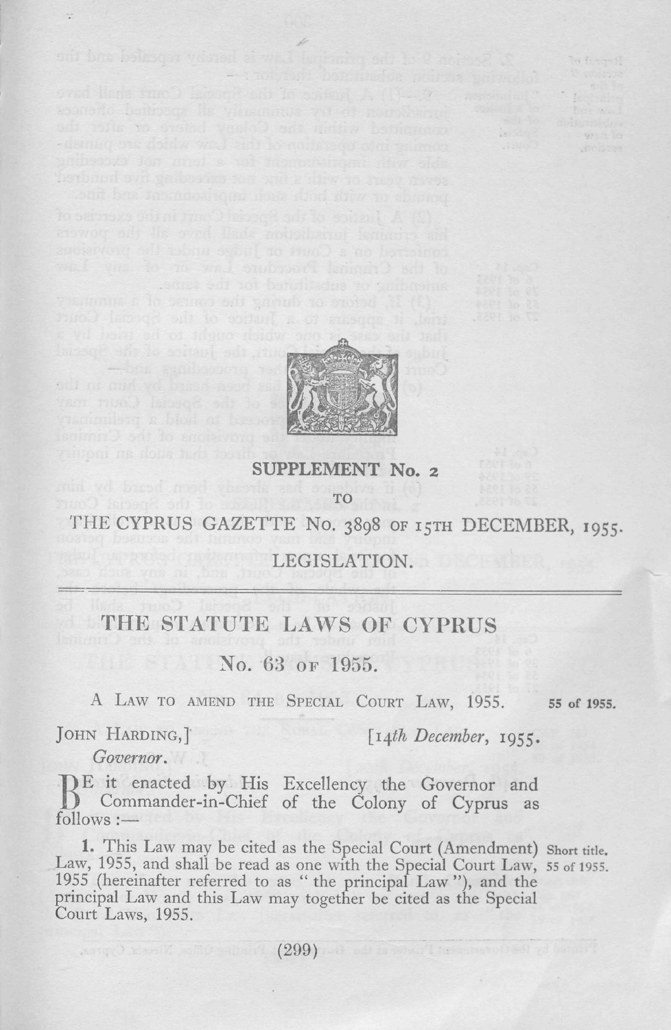SUPPLEMENT No. 2

TO

THE CYPRUS GAZETTE No. 3898 OF 15TH DECEMBER, 1955.

LEGISLATION.

# THE STATUTE LAWS OF CYPRUS

## No. 63 OF 1955.

A LAW TO AMEND THE SPECIAL COURT LAW, 1955. **55 of 1955.**

JOHN HARDING,] [*14th December*, 1955.
*Governor*.

BE it enacted by His Excellency the Governor and Commander-in-Chief of the Colony of Cyprus as follows:—

**1.** This Law may be cited as the Special Court (Amendment) Law, 1955, and shall be read as one with the Special Court Law, 1955 (hereinafter referred to as "the principal Law"), and the principal Law and this Law may together be cited as the Special Court Laws, 1955. Short title. 55 of 1955.

Printed by the Government Printer at the Government Printing Office, Nicosia, Cyprus.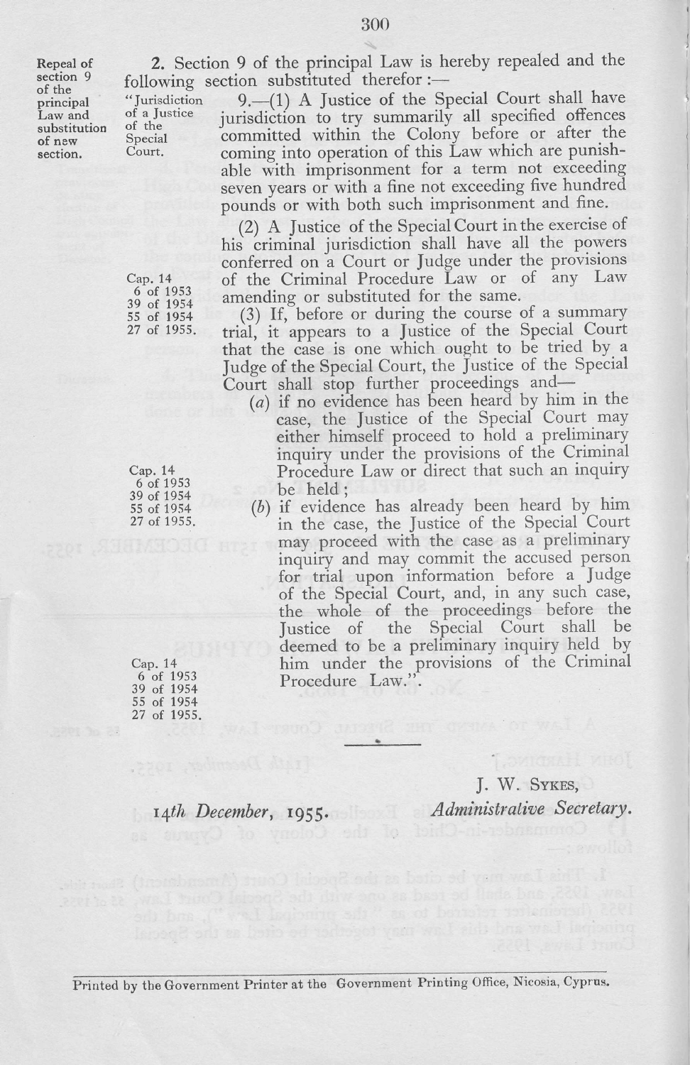*Repeal of section 9 of the principal Law and substitution of new section.*

**2.** Section 9 of the principal Law is hereby repealed and the following section substituted therefor :—

*"Jurisdiction of a Justice of the Special Court.*

9.—(1) A Justice of the Special Court shall have jurisdiction to try summarily all specified offences committed within the Colony before or after the coming into operation of this Law which are punishable with imprisonment for a term not exceeding seven years or with a fine not exceeding five hundred pounds or with both such imprisonment and fine.

(2) A Justice of the Special Court in the exercise of his criminal jurisdiction shall have all the powers conferred on a Court or Judge under the provisions of the Criminal Procedure Law or of any Law amending or substituted for the same.

*Cap. 14, 6 of 1953, 39 of 1954, 55 of 1954, 27 of 1955.*

(3) If, before or during the course of a summary trial, it appears to a Justice of the Special Court that the case is one which ought to be tried by a Judge of the Special Court, the Justice of the Special Court shall stop further proceedings and—

(*a*) if no evidence has been heard by him in the case, the Justice of the Special Court may either himself proceed to hold a preliminary inquiry under the provisions of the Criminal Procedure Law or direct that such an inquiry be held ;

*Cap. 14, 6 of 1953, 39 of 1954, 55 of 1954, 27 of 1955.*

(*b*) if evidence has already been heard by him in the case, the Justice of the Special Court may proceed with the case as a preliminary inquiry and may commit the accused person for trial upon information before a Judge of the Special Court, and, in any such case, the whole of the proceedings before the Justice of the Special Court shall be deemed to be a preliminary inquiry held by him under the provisions of the Criminal Procedure Law.".

*Cap. 14, 6 of 1953, 39 of 1954, 55 of 1954, 27 of 1955.*

---

J. W. SYKES,
*Administrative Secretary.*

*14th December, 1955.*

Printed by the Government Printer at the Government Printing Office, Nicosia, Cyprus.